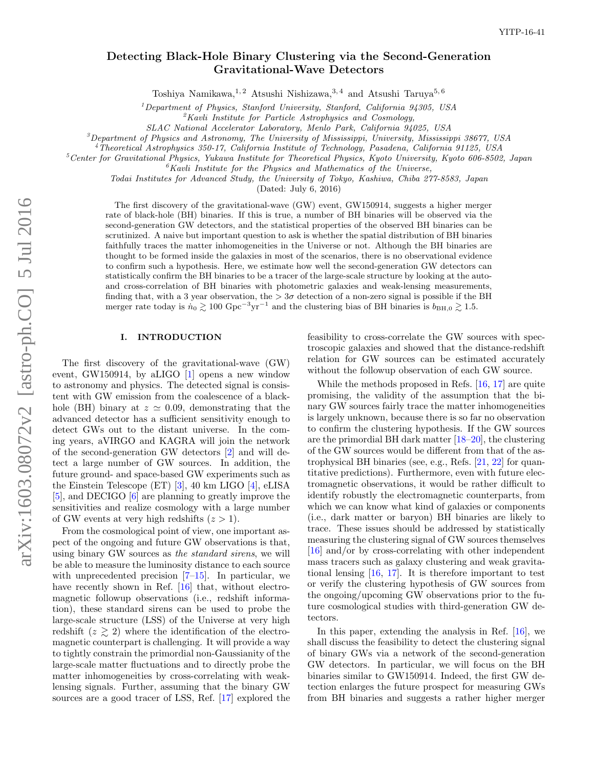YITP-16-41

# Detecting Black-Hole Binary Clustering via the Second-Generation Gravitational-Wave Detectors

Toshiya Namikawa,[1,2] Atsushi Nishizawa,[3,4] and Atsushi Taruya[5,6]

[1] *Department of Physics, Stanford University, Stanford, California 94305, USA*
[2] *Kavli Institute for Particle Astrophysics and Cosmology, SLAC National Accelerator Laboratory, Menlo Park, California 94025, USA*
[3] *Department of Physics and Astronomy, The University of Mississippi, University, Mississippi 38677, USA*
[4] *Theoretical Astrophysics 350-17, California Institute of Technology, Pasadena, California 91125, USA*
[5] *Center for Gravitational Physics, Yukawa Institute for Theoretical Physics, Kyoto University, Kyoto 606-8502, Japan*
[6] *Kavli Institute for the Physics and Mathematics of the Universe, Todai Institutes for Advanced Study, the University of Tokyo, Kashiwa, Chiba 277-8583, Japan*

(Dated: July 6, 2016)

The first discovery of the gravitational-wave (GW) event, GW150914, suggests a higher merger rate of black-hole (BH) binaries. If this is true, a number of BH binaries will be observed via the second-generation GW detectors, and the statistical properties of the observed BH binaries can be scrutinized. A naive but important question to ask is whether the spatial distribution of BH binaries faithfully traces the matter inhomogeneities in the Universe or not. Although the BH binaries are thought to be formed inside the galaxies in most of the scenarios, there is no observational evidence to confirm such a hypothesis. Here, we estimate how well the second-generation GW detectors can statistically confirm the BH binaries to be a tracer of the large-scale structure by looking at the auto- and cross-correlation of BH binaries with photometric galaxies and weak-lensing measurements, finding that, with a 3 year observation, the $> 3\sigma$ detection of a non-zero signal is possible if the BH merger rate today is $\dot{n}_0 \gtrsim 100\ \mathrm{Gpc^{-3}yr^{-1}}$ and the clustering bias of BH binaries is $b_{\mathrm{BH},0} \gtrsim 1.5$.

## I. INTRODUCTION

The first discovery of the gravitational-wave (GW) event, GW150914, by aLIGO [1] opens a new window to astronomy and physics. The detected signal is consistent with GW emission from the coalescence of a black-hole (BH) binary at $z \simeq 0.09$, demonstrating that the advanced detector has a sufficient sensitivity enough to detect GWs out to the distant universe. In the coming years, aVIRGO and KAGRA will join the network of the second-generation GW detectors [2] and will detect a large number of GW sources. In addition, the future ground- and space-based GW experiments such as the Einstein Telescope (ET) [3], 40 km LIGO [4], eLISA [5], and DECIGO [6] are planning to greatly improve the sensitivities and realize cosmology with a large number of GW events at very high redshifts ($z > 1$).

From the cosmological point of view, one important aspect of the ongoing and future GW observations is that, using binary GW sources as *the standard sirens*, we will be able to measure the luminosity distance to each source with unprecedented precision [7–15]. In particular, we have recently shown in Ref. [16] that, without electromagnetic followup observations (i.e., redshift information), these standard sirens can be used to probe the large-scale structure (LSS) of the Universe at very high redshift ($z \gtrsim 2$) where the identification of the electromagnetic counterpart is challenging. It will provide a way to tightly constrain the primordial non-Gaussianity of the large-scale matter fluctuations and to directly probe the matter inhomogeneities by cross-correlating with weak-lensing signals. Further, assuming that the binary GW sources are a good tracer of LSS, Ref. [17] explored the feasibility to cross-correlate the GW sources with spectroscopic galaxies and showed that the distance-redshift relation for GW sources can be estimated accurately without the followup observation of each GW source.

While the methods proposed in Refs. [16, 17] are quite promising, the validity of the assumption that the binary GW sources fairly trace the matter inhomogeneities is largely unknown, because there is so far no observation to confirm the clustering hypothesis. If the GW sources are the primordial BH dark matter [18–20], the clustering of the GW sources would be different from that of the astrophysical BH binaries (see, e.g., Refs. [21, 22] for quantitative predictions). Furthermore, even with future electromagnetic observations, it would be rather difficult to identify robustly the electromagnetic counterparts, from which we can know what kind of galaxies or components (i.e., dark matter or baryon) BH binaries are likely to trace. These issues should be addressed by statistically measuring the clustering signal of GW sources themselves [16] and/or by cross-correlating with other independent mass tracers such as galaxy clustering and weak gravitational lensing [16, 17]. It is therefore important to test or verify the clustering hypothesis of GW sources from the ongoing/upcoming GW observations prior to the future cosmological studies with third-generation GW detectors.

In this paper, extending the analysis in Ref. [16], we shall discuss the feasibility to detect the clustering signal of binary GWs via a network of the second-generation GW detectors. In particular, we will focus on the BH binaries similar to GW150914. Indeed, the first GW detection enlarges the future prospect for measuring GWs from BH binaries and suggests a rather higher merger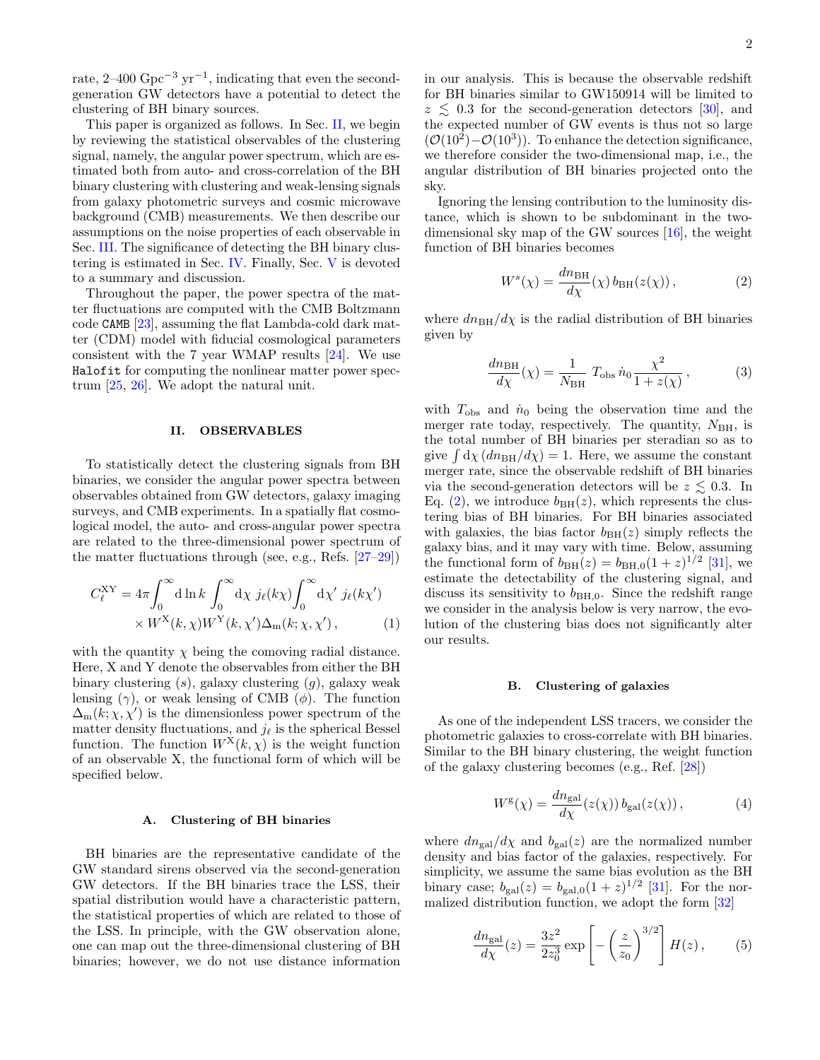rate, 2–400 $\mathrm{Gpc}^{-3}\,\mathrm{yr}^{-1}$, indicating that even the second-generation GW detectors have a potential to detect the clustering of BH binary sources.

This paper is organized as follows. In Sec. II, we begin by reviewing the statistical observables of the clustering signal, namely, the angular power spectrum, which are estimated both from auto- and cross-correlation of the BH binary clustering with clustering and weak-lensing signals from galaxy photometric surveys and cosmic microwave background (CMB) measurements. We then describe our assumptions on the noise properties of each observable in Sec. III. The significance of detecting the BH binary clustering is estimated in Sec. IV. Finally, Sec. V is devoted to a summary and discussion.

Throughout the paper, the power spectra of the matter fluctuations are computed with the CMB Boltzmann code `CAMB` [23], assuming the flat Lambda-cold dark matter (CDM) model with fiducial cosmological parameters consistent with the 7 year WMAP results [24]. We use `Halofit` for computing the nonlinear matter power spectrum [25, 26]. We adopt the natural unit.

## II. OBSERVABLES

To statistically detect the clustering signals from BH binaries, we consider the angular power spectra between observables obtained from GW detectors, galaxy imaging surveys, and CMB experiments. In a spatially flat cosmological model, the auto- and cross-angular power spectra are related to the three-dimensional power spectrum of the matter fluctuations through (see, e.g., Refs. [27–29])

$$C_\ell^{\mathrm{XY}} = 4\pi\int_0^\infty \mathrm{d}\ln k \int_0^\infty \mathrm{d}\chi\; j_\ell(k\chi)\int_0^\infty \mathrm{d}\chi'\; j_\ell(k\chi') \times W^{\mathrm{X}}(k,\chi)W^{\mathrm{Y}}(k,\chi')\Delta_{\mathrm{m}}(k;\chi,\chi')\,, \tag{1}$$

with the quantity $\chi$ being the comoving radial distance. Here, X and Y denote the observables from either the BH binary clustering ($s$), galaxy clustering ($g$), galaxy weak lensing ($\gamma$), or weak lensing of CMB ($\phi$). The function $\Delta_{\mathrm{m}}(k;\chi,\chi')$ is the dimensionless power spectrum of the matter density fluctuations, and $j_\ell$ is the spherical Bessel function. The function $W^{\mathrm{X}}(k,\chi)$ is the weight function of an observable X, the functional form of which will be specified below.

### A. Clustering of BH binaries

BH binaries are the representative candidate of the GW standard sirens observed via the second-generation GW detectors. If the BH binaries trace the LSS, their spatial distribution would have a characteristic pattern, the statistical properties of which are related to those of the LSS. In principle, with the GW observation alone, one can map out the three-dimensional clustering of BH binaries; however, we do not use distance information in our analysis. This is because the observable redshift for BH binaries similar to GW150914 will be limited to $z \lesssim 0.3$ for the second-generation detectors [30], and the expected number of GW events is thus not so large ($\mathcal{O}(10^2)$–$\mathcal{O}(10^3)$). To enhance the detection significance, we therefore consider the two-dimensional map, i.e., the angular distribution of BH binaries projected onto the sky.

Ignoring the lensing contribution to the luminosity distance, which is shown to be subdominant in the two-dimensional sky map of the GW sources [16], the weight function of BH binaries becomes

$$W^{s}(\chi) = \frac{dn_{\mathrm{BH}}}{d\chi}(\chi)\, b_{\mathrm{BH}}(z(\chi))\,, \tag{2}$$

where $dn_{\mathrm{BH}}/d\chi$ is the radial distribution of BH binaries given by

$$\frac{dn_{\mathrm{BH}}}{d\chi}(\chi) = \frac{1}{N_{\mathrm{BH}}}\; T_{\mathrm{obs}}\,\dot{n}_0\frac{\chi^2}{1+z(\chi)}\,, \tag{3}$$

with $T_{\mathrm{obs}}$ and $\dot{n}_0$ being the observation time and the merger rate today, respectively. The quantity, $N_{\mathrm{BH}}$, is the total number of BH binaries per steradian so as to give $\int \mathrm{d}\chi\,(dn_{\mathrm{BH}}/d\chi) = 1$. Here, we assume the constant merger rate, since the observable redshift of BH binaries via the second-generation detectors will be $z \lesssim 0.3$. In Eq. (2), we introduce $b_{\mathrm{BH}}(z)$, which represents the clustering bias of BH binaries. For BH binaries associated with galaxies, the bias factor $b_{\mathrm{BH}}(z)$ simply reflects the galaxy bias, and it may vary with time. Below, assuming the functional form of $b_{\mathrm{BH}}(z) = b_{\mathrm{BH},0}(1+z)^{1/2}$ [31], we estimate the detectability of the clustering signal, and discuss its sensitivity to $b_{\mathrm{BH},0}$. Since the redshift range we consider in the analysis below is very narrow, the evolution of the clustering bias does not significantly alter our results.

### B. Clustering of galaxies

As one of the independent LSS tracers, we consider the photometric galaxies to cross-correlate with BH binaries. Similar to the BH binary clustering, the weight function of the galaxy clustering becomes (e.g., Ref. [28])

$$W^{\mathrm{g}}(\chi) = \frac{dn_{\mathrm{gal}}}{d\chi}(z(\chi))\, b_{\mathrm{gal}}(z(\chi))\,, \tag{4}$$

where $dn_{\mathrm{gal}}/d\chi$ and $b_{\mathrm{gal}}(z)$ are the normalized number density and bias factor of the galaxies, respectively. For simplicity, we assume the same bias evolution as the BH binary case; $b_{\mathrm{gal}}(z) = b_{\mathrm{gal},0}(1+z)^{1/2}$ [31]. For the normalized distribution function, we adopt the form [32]

$$\frac{dn_{\mathrm{gal}}}{d\chi}(z) = \frac{3z^2}{2z_0^3}\exp\left[-\left(\frac{z}{z_0}\right)^{3/2}\right]H(z)\,, \tag{5}$$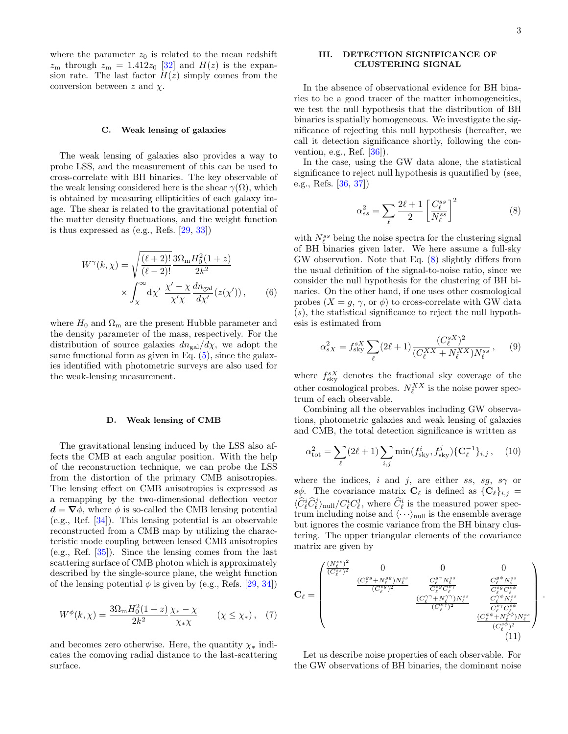where the parameter $z_0$ is related to the mean redshift $z_{\rm m}$ through $z_{\rm m} = 1.412 z_0$ [32] and $H(z)$ is the expansion rate. The last factor $H(z)$ simply comes from the conversion between $z$ and $\chi$.

### C. Weak lensing of galaxies

The weak lensing of galaxies also provides a way to probe LSS, and the measurement of this can be used to cross-correlate with BH binaries. The key observable of the weak lensing considered here is the shear $\gamma(\Omega)$, which is obtained by measuring ellipticities of each galaxy image. The shear is related to the gravitational potential of the matter density fluctuations, and the weight function is thus expressed as (e.g., Refs. [29, 33])

$$W^{\gamma}(k,\chi) = \sqrt{\frac{(\ell+2)!}{(\ell-2)!}} \frac{3\Omega_{\rm m} H_0^2 (1+z)}{2k^2} \times \int_{\chi}^{\infty} {\rm d}\chi' \, \frac{\chi'-\chi}{\chi'\chi} \frac{dn_{\rm gal}}{d\chi'}(z(\chi')) \,, \quad (6)$$

where $H_0$ and $\Omega_{\rm m}$ are the present Hubble parameter and the density parameter of the mass, respectively. For the distribution of source galaxies $dn_{\rm gal}/d\chi$, we adopt the same functional form as given in Eq. (5), since the galaxies identified with photometric surveys are also used for the weak-lensing measurement.

### D. Weak lensing of CMB

The gravitational lensing induced by the LSS also affects the CMB at each angular position. With the help of the reconstruction technique, we can probe the LSS from the distortion of the primary CMB anisotropies. The lensing effect on CMB anisotropies is expressed as a remapping by the two-dimensional deflection vector $\boldsymbol{d} = \boldsymbol{\nabla}\phi$, where $\phi$ is so-called the CMB lensing potential (e.g., Ref. [34]). This lensing potential is an observable reconstructed from a CMB map by utilizing the characteristic mode coupling between lensed CMB anisotropies (e.g., Ref. [35]). Since the lensing comes from the last scattering surface of CMB photon which is approximately described by the single-source plane, the weight function of the lensing potential $\phi$ is given by (e.g., Refs. [29, 34])

$$W^{\phi}(k,\chi) = \frac{3\Omega_{\rm m} H_0^2 (1+z)}{2k^2} \frac{\chi_* - \chi}{\chi_* \chi} \qquad (\chi \le \chi_*) \,, \quad (7)$$

and becomes zero otherwise. Here, the quantity $\chi_*$ indicates the comoving radial distance to the last-scattering surface.

## III. DETECTION SIGNIFICANCE OF CLUSTERING SIGNAL

In the absence of observational evidence for BH binaries to be a good tracer of the matter inhomogeneities, we test the null hypothesis that the distribution of BH binaries is spatially homogeneous. We investigate the significance of rejecting this null hypothesis (hereafter, we call it detection significance shortly, following the convention, e.g., Ref. [36]).

In the case, using the GW data alone, the statistical significance to reject null hypothesis is quantified by (see, e.g., Refs. [36, 37])

$$\alpha_{ss}^2 = \sum_{\ell} \frac{2\ell+1}{2} \left[\frac{C_\ell^{ss}}{N_\ell^{ss}}\right]^2 \quad (8)$$

with $N_\ell^{ss}$ being the noise spectra for the clustering signal of BH binaries given later. We here assume a full-sky GW observation. Note that Eq. (8) slightly differs from the usual definition of the signal-to-noise ratio, since we consider the null hypothesis for the clustering of BH binaries. On the other hand, if one uses other cosmological probes ($X = g$, $\gamma$, or $\phi$) to cross-correlate with GW data ($s$), the statistical significance to reject the null hypothesis is estimated from

$$\alpha_{sX}^2 = f_{\rm sky}^{sX} \sum_{\ell} (2\ell+1) \frac{(C_\ell^{sX})^2}{(C_\ell^{XX} + N_\ell^{XX}) N_\ell^{ss}} \,, \quad (9)$$

where $f_{\rm sky}^{sX}$ denotes the fractional sky coverage of the other cosmological probes. $N_\ell^{XX}$ is the noise power spectrum of each observable.

Combining all the observables including GW observations, photometric galaxies and weak lensing of galaxies and CMB, the total detection significance is written as

$$\alpha_{\rm tot}^2 = \sum_{\ell} (2\ell+1) \sum_{i,j} \min(f_{\rm sky}^i, f_{\rm sky}^j) \{\mathbf{C}_\ell^{-1}\}_{i,j} \,, \quad (10)$$

where the indices, $i$ and $j$, are either $ss$, $sg$, $s\gamma$ or $s\phi$. The covariance matrix $\mathbf{C}_\ell$ is defined as $\{\mathbf{C}_\ell\}_{i,j} = \langle \widehat{C}_\ell^i \widehat{C}_\ell^j \rangle_{\rm null} / C_\ell^i C_\ell^j$, where $\widehat{C}_\ell^i$ is the measured power spectrum including noise and $\langle \cdots \rangle_{\rm null}$ is the ensemble average but ignores the cosmic variance from the BH binary clustering. The upper triangular elements of the covariance matrix are given by

$$\mathbf{C}_\ell = \begin{pmatrix} \frac{(N_\ell^{ss})^2}{(C_\ell^{ss})^2} & 0 & 0 & 0 \\ & \frac{(C_\ell^{gg}+N_\ell^{gg})N_\ell^{ss}}{(C_\ell^{sg})^2} & \frac{C_\ell^{g\gamma} N_\ell^{ss}}{C_\ell^{sg} C_\ell^{s\gamma}} & \frac{C_\ell^{g\phi} N_\ell^{ss}}{C_\ell^{sg} C_\ell^{s\phi}} \\ & & \frac{(C_\ell^{\gamma\gamma}+N_\ell^{\gamma\gamma})N_\ell^{ss}}{(C_\ell^{s\gamma})^2} & \frac{C_\ell^{\gamma\phi} N_\ell^{ss}}{C_\ell^{s\gamma} C_\ell^{s\phi}} \\ & & & \frac{(C_\ell^{\phi\phi}+N_\ell^{\phi\phi})N_\ell^{ss}}{(C_\ell^{s\phi})^2} \end{pmatrix} . \quad (11)$$

Let us describe noise properties of each observable. For the GW observations of BH binaries, the dominant noise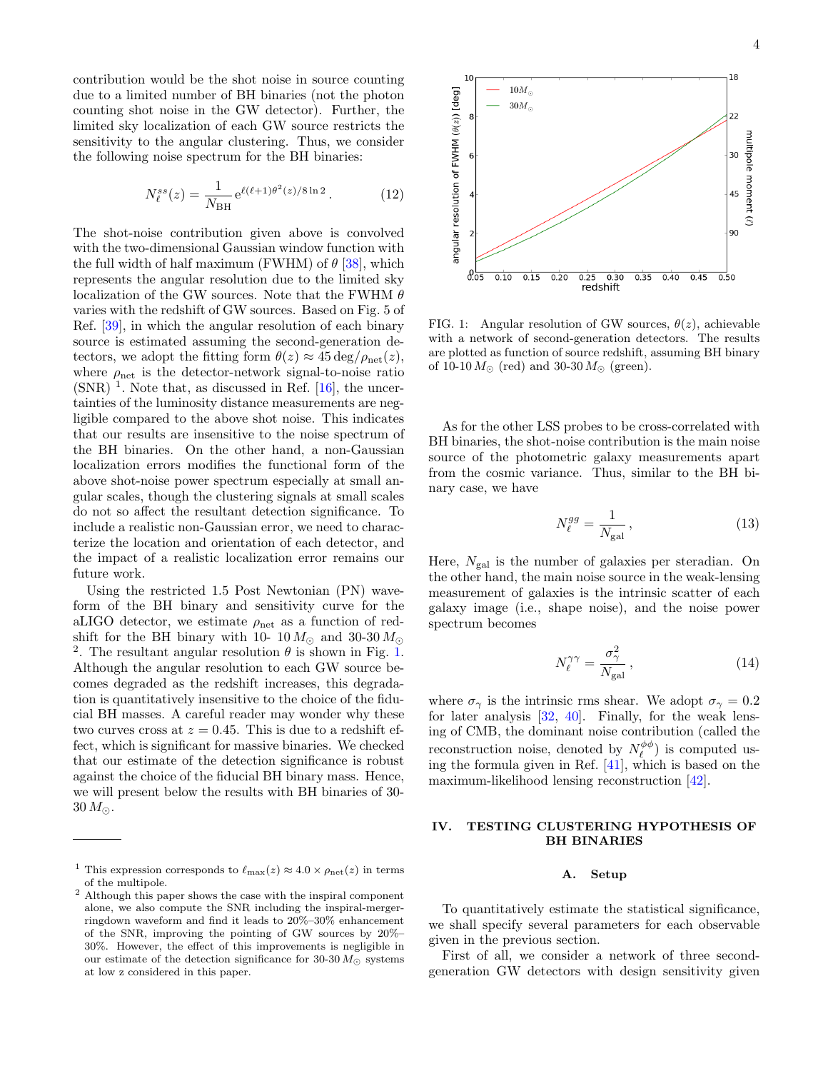contribution would be the shot noise in source counting due to a limited number of BH binaries (not the photon counting shot noise in the GW detector). Further, the limited sky localization of each GW source restricts the sensitivity to the angular clustering. Thus, we consider the following noise spectrum for the BH binaries:

$$N_\ell^{ss}(z) = \frac{1}{N_{\rm BH}}\, {\rm e}^{\ell(\ell+1)\theta^2(z)/8\ln 2}\,. \tag{12}$$

The shot-noise contribution given above is convolved with the two-dimensional Gaussian window function with the full width of half maximum (FWHM) of $\theta$ [38], which represents the angular resolution due to the limited sky localization of the GW sources. Note that the FWHM $\theta$ varies with the redshift of GW sources. Based on Fig. 5 of Ref. [39], in which the angular resolution of each binary source is estimated assuming the second-generation detectors, we adopt the fitting form $\theta(z) \approx 45\,{\rm deg}/\rho_{\rm net}(z)$, where $\rho_{\rm net}$ is the detector-network signal-to-noise ratio (SNR) [1]. Note that, as discussed in Ref. [16], the uncertainties of the luminosity distance measurements are negligible compared to the above shot noise. This indicates that our results are insensitive to the noise spectrum of the BH binaries. On the other hand, a non-Gaussian localization errors modifies the functional form of the above shot-noise power spectrum especially at small angular scales, though the clustering signals at small scales do not so affect the resultant detection significance. To include a realistic non-Gaussian error, we need to characterize the location and orientation of each detector, and the impact of a realistic localization error remains our future work.

Using the restricted 1.5 Post Newtonian (PN) waveform of the BH binary and sensitivity curve for the aLIGO detector, we estimate $\rho_{\rm net}$ as a function of redshift for the BH binary with 10- $10\,M_\odot$ and 30-30 $M_\odot$ [2]. The resultant angular resolution $\theta$ is shown in Fig. 1. Although the angular resolution to each GW source becomes degraded as the redshift increases, this degradation is quantitatively insensitive to the choice of the fiducial BH masses. A careful reader may wonder why these two curves cross at $z = 0.45$. This is due to a redshift effect, which is significant for massive binaries. We checked that our estimate of the detection significance is robust against the choice of the fiducial BH binary mass. Hence, we will present below the results with BH binaries of 30-30 $M_\odot$.

[1] This expression corresponds to $\ell_{\rm max}(z) \approx 4.0 \times \rho_{\rm net}(z)$ in terms of the multipole.

[2] Although this paper shows the case with the inspiral component alone, we also compute the SNR including the inspiral-merger-ringdown waveform and find it leads to 20%–30% enhancement of the SNR, improving the pointing of GW sources by 20%–30%. However, the effect of this improvements is negligible in our estimate of the detection significance for 30-30 $M_\odot$ systems at low z considered in this paper.

FIG. 1: Angular resolution of GW sources, $\theta(z)$, achievable with a network of second-generation detectors. The results are plotted as function of source redshift, assuming BH binary of 10-10 $M_\odot$ (red) and 30-30 $M_\odot$ (green).

As for the other LSS probes to be cross-correlated with BH binaries, the shot-noise contribution is the main noise source of the photometric galaxy measurements apart from the cosmic variance. Thus, similar to the BH binary case, we have

$$N_\ell^{gg} = \frac{1}{N_{\rm gal}}\,, \tag{13}$$

Here, $N_{\rm gal}$ is the number of galaxies per steradian. On the other hand, the main noise source in the weak-lensing measurement of galaxies is the intrinsic scatter of each galaxy image (i.e., shape noise), and the noise power spectrum becomes

$$N_\ell^{\gamma\gamma} = \frac{\sigma_\gamma^2}{N_{\rm gal}}\,, \tag{14}$$

where $\sigma_\gamma$ is the intrinsic rms shear. We adopt $\sigma_\gamma = 0.2$ for later analysis [32, 40]. Finally, for the weak lensing of CMB, the dominant noise contribution (called the reconstruction noise, denoted by $N_\ell^{\phi\phi}$) is computed using the formula given in Ref. [41], which is based on the maximum-likelihood lensing reconstruction [42].

## IV. TESTING CLUSTERING HYPOTHESIS OF BH BINARIES

### A. Setup

To quantitatively estimate the statistical significance, we shall specify several parameters for each observable given in the previous section.

First of all, we consider a network of three second-generation GW detectors with design sensitivity given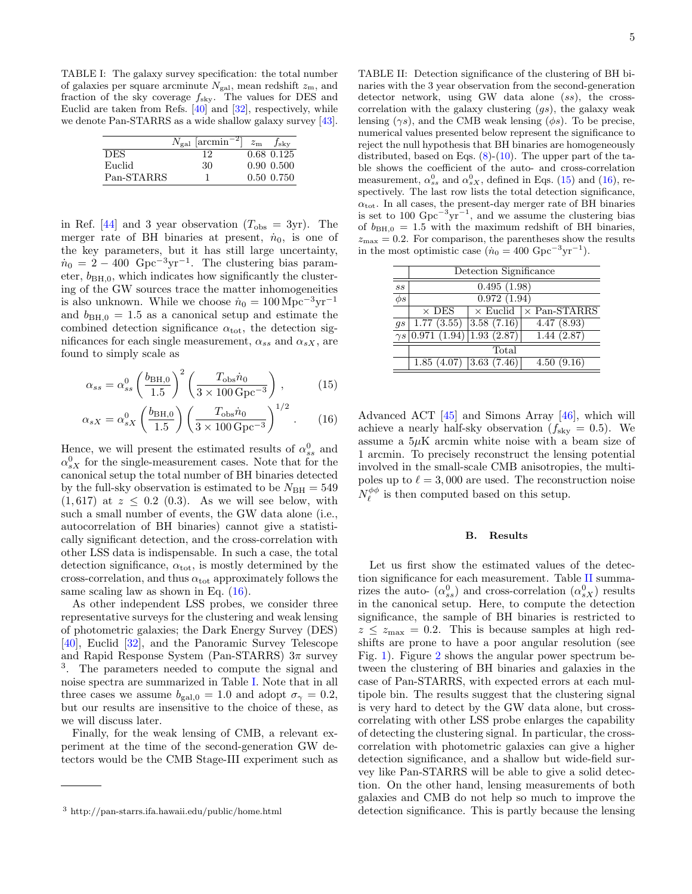TABLE I: The galaxy survey specification: the total number of galaxies per square arcminute $N_{\rm gal}$, mean redshift $z_{\rm m}$, and fraction of the sky coverage $f_{\rm sky}$. The values for DES and Euclid are taken from Refs. [40] and [32], respectively, while we denote Pan-STARRS as a wide shallow galaxy survey [43].

| | $N_{\rm gal}$ [arcmin$^{-2}$] | $z_{\rm m}$ | $f_{\rm sky}$ |
|---|---|---|---|
| DES | 12 | 0.68 | 0.125 |
| Euclid | 30 | 0.90 | 0.500 |
| Pan-STARRS | 1 | 0.50 | 0.750 |

in Ref. [44] and 3 year observation ($T_{\rm obs} = 3$yr). The merger rate of BH binaries at present, $\dot{n}_0$, is one of the key parameters, but it has still large uncertainty, $\dot{n}_0 = 2 - 400$ Gpc$^{-3}$yr$^{-1}$. The clustering bias parameter, $b_{\rm BH,0}$, which indicates how significantly the clustering of the GW sources trace the matter inhomogeneities is also unknown. While we choose $\dot{n}_0 = 100\,{\rm Mpc}^{-3}{\rm yr}^{-1}$ and $b_{\rm BH,0} = 1.5$ as a canonical setup and estimate the combined detection significance $\alpha_{\rm tot}$, the detection significances for each single measurement, $\alpha_{ss}$ and $\alpha_{sX}$, are found to simply scale as

$$\alpha_{ss} = \alpha_{ss}^0 \left(\frac{b_{\rm BH,0}}{1.5}\right)^2 \left(\frac{T_{\rm obs}\dot{n}_0}{3\times 100\,{\rm Gpc}^{-3}}\right), \tag{15}$$

$$\alpha_{sX} = \alpha_{sX}^0 \left(\frac{b_{\rm BH,0}}{1.5}\right) \left(\frac{T_{\rm obs}\dot{n}_0}{3\times 100\,{\rm Gpc}^{-3}}\right)^{1/2}. \tag{16}$$

Hence, we will present the estimated results of $\alpha_{ss}^0$ and $\alpha_{sX}^0$ for the single-measurement cases. Note that for the canonical setup the total number of BH binaries detected by the full-sky observation is estimated to be $N_{\rm BH} = 549$ $(1,617)$ at $z \leq 0.2$ $(0.3)$. As we will see below, with such a small number of events, the GW data alone (i.e., autocorrelation of BH binaries) cannot give a statistically significant detection, and the cross-correlation with other LSS data is indispensable. In such a case, the total detection significance, $\alpha_{\rm tot}$, is mostly determined by the cross-correlation, and thus $\alpha_{\rm tot}$ approximately follows the same scaling law as shown in Eq. (16).

As other independent LSS probes, we consider three representative surveys for the clustering and weak lensing of photometric galaxies; the Dark Energy Survey (DES) [40], Euclid [32], and the Panoramic Survey Telescope and Rapid Response System (Pan-STARRS) $3\pi$ survey [3]. The parameters needed to compute the signal and noise spectra are summarized in Table I. Note that in all three cases we assume $b_{\rm gal,0} = 1.0$ and adopt $\sigma_\gamma = 0.2$, but our results are insensitive to the choice of these, as we will discuss later.

Finally, for the weak lensing of CMB, a relevant experiment at the time of the second-generation GW detectors would be the CMB Stage-III experiment such as Advanced ACT [45] and Simons Array [46], which will achieve a nearly half-sky observation ($f_{\rm sky} = 0.5$). We assume a $5\mu$K arcmin white noise with a beam size of 1 arcmin. To precisely reconstruct the lensing potential involved in the small-scale CMB anisotropies, the multipoles up to $\ell = 3,000$ are used. The reconstruction noise $N_\ell^{\phi\phi}$ is then computed based on this setup.

TABLE II: Detection significance of the clustering of BH binaries with the 3 year observation from the second-generation detector network, using GW data alone ($ss$), the cross-correlation with the galaxy clustering ($gs$), the galaxy weak lensing ($\gamma s$), and the CMB weak lensing ($\phi s$). To be precise, numerical values presented below represent the significance to reject the null hypothesis that BH binaries are homogeneously distributed, based on Eqs. (8)-(10). The upper part of the table shows the coefficient of the auto- and cross-correlation measurement, $\alpha_{ss}^0$ and $\alpha_{sX}^0$, defined in Eqs. (15) and (16), respectively. The last row lists the total detection significance, $\alpha_{\rm tot}$. In all cases, the present-day merger rate of BH binaries is set to 100 Gpc$^{-3}$yr$^{-1}$, and we assume the clustering bias of $b_{\rm BH,0} = 1.5$ with the maximum redshift of BH binaries, $z_{\rm max} = 0.2$. For comparison, the parentheses show the results in the most optimistic case ($\dot{n}_0 = 400$ Gpc$^{-3}$yr$^{-1}$).

| | Detection Significance | | |
|---|---|---|---|
| $ss$ | 0.495 (1.98) | | |
| $\phi s$ | 0.972 (1.94) | | |
| | $\times$ DES | $\times$ Euclid | $\times$ Pan-STARRS |
| $gs$ | 1.77 (3.55) | 3.58 (7.16) | 4.47 (8.93) |
| $\gamma s$ | 0.971 (1.94) | 1.93 (2.87) | 1.44 (2.87) |
| | Total | | |
| | 1.85 (4.07) | 3.63 (7.46) | 4.50 (9.16) |

### B. Results

Let us first show the estimated values of the detection significance for each measurement. Table II summarizes the auto- ($\alpha_{ss}^0$) and cross-correlation ($\alpha_{sX}^0$) results in the canonical setup. Here, to compute the detection significance, the sample of BH binaries is restricted to $z \leq z_{\rm max} = 0.2$. This is because samples at high redshifts are prone to have a poor angular resolution (see Fig. 1). Figure 2 shows the angular power spectrum between the clustering of BH binaries and galaxies in the case of Pan-STARRS, with expected errors at each multipole bin. The results suggest that the clustering signal is very hard to detect by the GW data alone, but cross-correlating with other LSS probe enlarges the capability of detecting the clustering signal. In particular, the cross-correlation with photometric galaxies can give a higher detection significance, and a shallow but wide-field survey like Pan-STARRS will be able to give a solid detection. On the other hand, lensing measurements of both galaxies and CMB do not help so much to improve the detection significance. This is partly because the lensing

[3] http://pan-starrs.ifa.hawaii.edu/public/home.html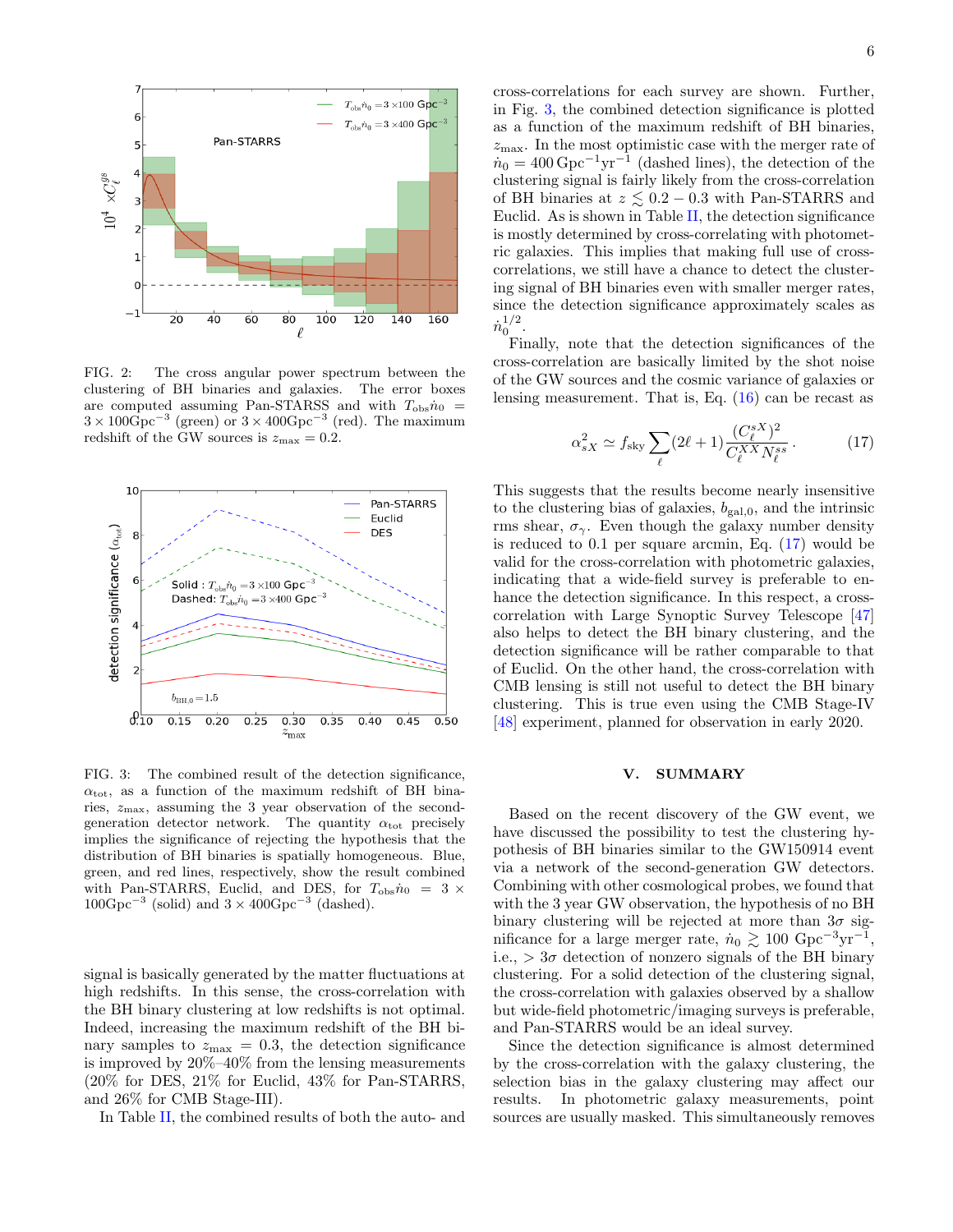FIG. 2: The cross angular power spectrum between the clustering of BH binaries and galaxies. The error boxes are computed assuming Pan-STARSS and with $T_{\rm obs}\dot{n}_0 = 3 \times 100\mathrm{Gpc}^{-3}$ (green) or $3 \times 400\mathrm{Gpc}^{-3}$ (red). The maximum redshift of the GW sources is $z_{\rm max} = 0.2$.

FIG. 3: The combined result of the detection significance, $\alpha_{\rm tot}$, as a function of the maximum redshift of BH binaries, $z_{\rm max}$, assuming the 3 year observation of the second-generation detector network. The quantity $\alpha_{\rm tot}$ precisely implies the significance of rejecting the hypothesis that the distribution of BH binaries is spatially homogeneous. Blue, green, and red lines, respectively, show the result combined with Pan-STARRS, Euclid, and DES, for $T_{\rm obs}\dot{n}_0 = 3 \times 100\mathrm{Gpc}^{-3}$ (solid) and $3 \times 400\mathrm{Gpc}^{-3}$ (dashed).

signal is basically generated by the matter fluctuations at high redshifts. In this sense, the cross-correlation with the BH binary clustering at low redshifts is not optimal. Indeed, increasing the maximum redshift of the BH binary samples to $z_{\rm max} = 0.3$, the detection significance is improved by 20%–40% from the lensing measurements (20% for DES, 21% for Euclid, 43% for Pan-STARRS, and 26% for CMB Stage-III).

In Table II, the combined results of both the auto- and cross-correlations for each survey are shown. Further, in Fig. 3, the combined detection significance is plotted as a function of the maximum redshift of BH binaries, $z_{\rm max}$. In the most optimistic case with the merger rate of $\dot{n}_0 = 400\,\mathrm{Gpc}^{-1}\mathrm{yr}^{-1}$ (dashed lines), the detection of the clustering signal is fairly likely from the cross-correlation of BH binaries at $z \lesssim 0.2 - 0.3$ with Pan-STARRS and Euclid. As is shown in Table II, the detection significance is mostly determined by cross-correlating with photometric galaxies. This implies that making full use of cross-correlations, we still have a chance to detect the clustering signal of BH binaries even with smaller merger rates, since the detection significance approximately scales as $\dot{n}_0^{1/2}$.

Finally, note that the detection significances of the cross-correlation are basically limited by the shot noise of the GW sources and the cosmic variance of galaxies or lensing measurement. That is, Eq. (16) can be recast as

$$\alpha_{sX}^2 \simeq f_{\rm sky} \sum_{\ell} (2\ell+1) \frac{(C_\ell^{sX})^2}{C_\ell^{XX} N_\ell^{ss}}\,. \tag{17}$$

This suggests that the results become nearly insensitive to the clustering bias of galaxies, $b_{\rm gal,0}$, and the intrinsic rms shear, $\sigma_\gamma$. Even though the galaxy number density is reduced to 0.1 per square arcmin, Eq. (17) would be valid for the cross-correlation with photometric galaxies, indicating that a wide-field survey is preferable to enhance the detection significance. In this respect, a cross-correlation with Large Synoptic Survey Telescope [47] also helps to detect the BH binary clustering, and the detection significance will be rather comparable to that of Euclid. On the other hand, the cross-correlation with CMB lensing is still not useful to detect the BH binary clustering. This is true even using the CMB Stage-IV [48] experiment, planned for observation in early 2020.

## V. SUMMARY

Based on the recent discovery of the GW event, we have discussed the possibility to test the clustering hypothesis of BH binaries similar to the GW150914 event via a network of the second-generation GW detectors. Combining with other cosmological probes, we found that with the 3 year GW observation, the hypothesis of no BH binary clustering will be rejected at more than $3\sigma$ significance for a large merger rate, $\dot{n}_0 \gtrsim 100\ \mathrm{Gpc}^{-3}\mathrm{yr}^{-1}$, i.e., $> 3\sigma$ detection of nonzero signals of the BH binary clustering. For a solid detection of the clustering signal, the cross-correlation with galaxies observed by a shallow but wide-field photometric/imaging surveys is preferable, and Pan-STARRS would be an ideal survey.

Since the detection significance is almost determined by the cross-correlation with the galaxy clustering, the selection bias in the galaxy clustering may affect our results. In photometric galaxy measurements, point sources are usually masked. This simultaneously removes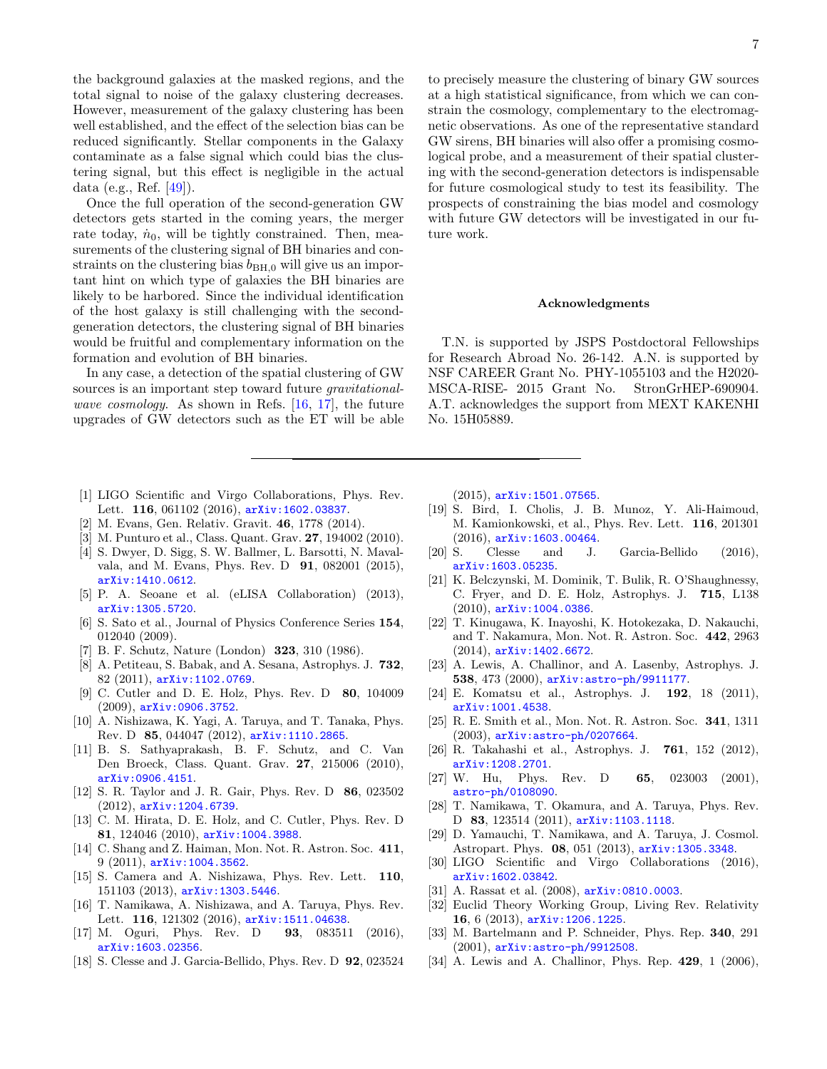the background galaxies at the masked regions, and the total signal to noise of the galaxy clustering decreases. However, measurement of the galaxy clustering has been well established, and the effect of the selection bias can be reduced significantly. Stellar components in the Galaxy contaminate as a false signal which could bias the clustering signal, but this effect is negligible in the actual data (e.g., Ref. [49]).

Once the full operation of the second-generation GW detectors gets started in the coming years, the merger rate today, $\dot{n}_0$, will be tightly constrained. Then, measurements of the clustering signal of BH binaries and constraints on the clustering bias $b_{\rm BH,0}$ will give us an important hint on which type of galaxies the BH binaries are likely to be harbored. Since the individual identification of the host galaxy is still challenging with the second-generation detectors, the clustering signal of BH binaries would be fruitful and complementary information on the formation and evolution of BH binaries.

In any case, a detection of the spatial clustering of GW sources is an important step toward future *gravitational-wave cosmology*. As shown in Refs. [16, 17], the future upgrades of GW detectors such as the ET will be able to precisely measure the clustering of binary GW sources at a high statistical significance, from which we can constrain the cosmology, complementary to the electromagnetic observations. As one of the representative standard GW sirens, BH binaries will also offer a promising cosmological probe, and a measurement of their spatial clustering with the second-generation detectors is indispensable for future cosmological study to test its feasibility. The prospects of constraining the bias model and cosmology with future GW detectors will be investigated in our future work.

## Acknowledgments

T.N. is supported by JSPS Postdoctoral Fellowships for Research Abroad No. 26-142. A.N. is supported by NSF CAREER Grant No. PHY-1055103 and the H2020-MSCA-RISE- 2015 Grant No. StronGrHEP-690904. A.T. acknowledges the support from MEXT KAKENHI No. 15H05889.

---

[1] LIGO Scientific and Virgo Collaborations, Phys. Rev. Lett. **116**, 061102 (2016), arXiv:1602.03837.

[2] M. Evans, Gen. Relativ. Gravit. **46**, 1778 (2014).

[3] M. Punturo et al., Class. Quant. Grav. **27**, 194002 (2010).

[4] S. Dwyer, D. Sigg, S. W. Ballmer, L. Barsotti, N. Mavalvala, and M. Evans, Phys. Rev. D **91**, 082001 (2015), arXiv:1410.0612.

[5] P. A. Seoane et al. (eLISA Collaboration) (2013), arXiv:1305.5720.

[6] S. Sato et al., Journal of Physics Conference Series **154**, 012040 (2009).

[7] B. F. Schutz, Nature (London) **323**, 310 (1986).

[8] A. Petiteau, S. Babak, and A. Sesana, Astrophys. J. **732**, 82 (2011), arXiv:1102.0769.

[9] C. Cutler and D. E. Holz, Phys. Rev. D **80**, 104009 (2009), arXiv:0906.3752.

[10] A. Nishizawa, K. Yagi, A. Taruya, and T. Tanaka, Phys. Rev. D **85**, 044047 (2012), arXiv:1110.2865.

[11] B. S. Sathyaprakash, B. F. Schutz, and C. Van Den Broeck, Class. Quant. Grav. **27**, 215006 (2010), arXiv:0906.4151.

[12] S. R. Taylor and J. R. Gair, Phys. Rev. D **86**, 023502 (2012), arXiv:1204.6739.

[13] C. M. Hirata, D. E. Holz, and C. Cutler, Phys. Rev. D **81**, 124046 (2010), arXiv:1004.3988.

[14] C. Shang and Z. Haiman, Mon. Not. R. Astron. Soc. **411**, 9 (2011), arXiv:1004.3562.

[15] S. Camera and A. Nishizawa, Phys. Rev. Lett. **110**, 151103 (2013), arXiv:1303.5446.

[16] T. Namikawa, A. Nishizawa, and A. Taruya, Phys. Rev. Lett. **116**, 121302 (2016), arXiv:1511.04638.

[17] M. Oguri, Phys. Rev. D **93**, 083511 (2016), arXiv:1603.02356.

[18] S. Clesse and J. Garcia-Bellido, Phys. Rev. D **92**, 023524 (2015), arXiv:1501.07565.

[19] S. Bird, I. Cholis, J. B. Munoz, Y. Ali-Haimoud, M. Kamionkowski, et al., Phys. Rev. Lett. **116**, 201301 (2016), arXiv:1603.00464.

[20] S. Clesse and J. Garcia-Bellido (2016), arXiv:1603.05235.

[21] K. Belczynski, M. Dominik, T. Bulik, R. O'Shaughnessy, C. Fryer, and D. E. Holz, Astrophys. J. **715**, L138 (2010), arXiv:1004.0386.

[22] T. Kinugawa, K. Inayoshi, K. Hotokezaka, D. Nakauchi, and T. Nakamura, Mon. Not. R. Astron. Soc. **442**, 2963 (2014), arXiv:1402.6672.

[23] A. Lewis, A. Challinor, and A. Lasenby, Astrophys. J. **538**, 473 (2000), arXiv:astro-ph/9911177.

[24] E. Komatsu et al., Astrophys. J. **192**, 18 (2011), arXiv:1001.4538.

[25] R. E. Smith et al., Mon. Not. R. Astron. Soc. **341**, 1311 (2003), arXiv:astro-ph/0207664.

[26] R. Takahashi et al., Astrophys. J. **761**, 152 (2012), arXiv:1208.2701.

[27] W. Hu, Phys. Rev. D **65**, 023003 (2001), astro-ph/0108090.

[28] T. Namikawa, T. Okamura, and A. Taruya, Phys. Rev. D **83**, 123514 (2011), arXiv:1103.1118.

[29] D. Yamauchi, T. Namikawa, and A. Taruya, J. Cosmol. Astropart. Phys. **08**, 051 (2013), arXiv:1305.3348.

[30] LIGO Scientific and Virgo Collaborations (2016), arXiv:1602.03842.

[31] A. Rassat et al. (2008), arXiv:0810.0003.

[32] Euclid Theory Working Group, Living Rev. Relativity **16**, 6 (2013), arXiv:1206.1225.

[33] M. Bartelmann and P. Schneider, Phys. Rep. **340**, 291 (2001), arXiv:astro-ph/9912508.

[34] A. Lewis and A. Challinor, Phys. Rep. **429**, 1 (2006),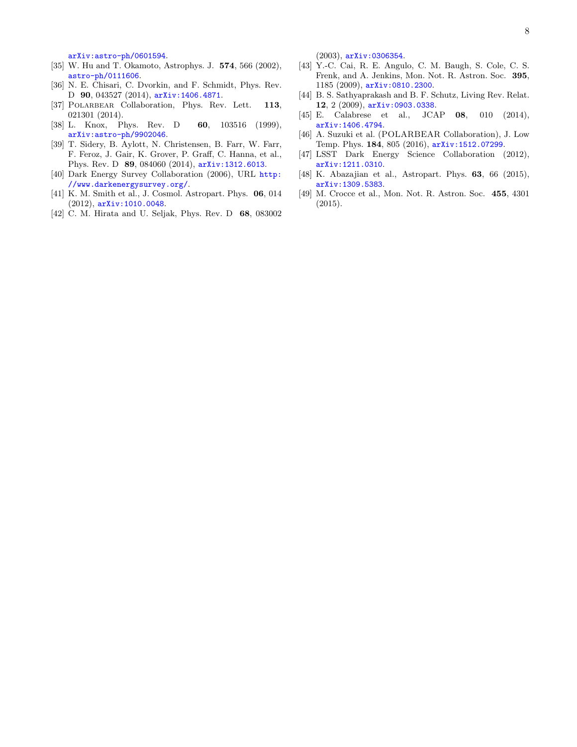arXiv:astro-ph/0601594.

[35] W. Hu and T. Okamoto, Astrophys. J. **574**, 566 (2002), astro-ph/0111606.

[36] N. E. Chisari, C. Dvorkin, and F. Schmidt, Phys. Rev. D **90**, 043527 (2014), arXiv:1406.4871.

[37] Polarbear Collaboration, Phys. Rev. Lett. **113**, 021301 (2014).

[38] L. Knox, Phys. Rev. D **60**, 103516 (1999), arXiv:astro-ph/9902046.

[39] T. Sidery, B. Aylott, N. Christensen, B. Farr, W. Farr, F. Feroz, J. Gair, K. Grover, P. Graff, C. Hanna, et al., Phys. Rev. D **89**, 084060 (2014), arXiv:1312.6013.

[40] Dark Energy Survey Collaboration (2006), URL http://www.darkenergysurvey.org/.

[41] K. M. Smith et al., J. Cosmol. Astropart. Phys. **06**, 014 (2012), arXiv:1010.0048.

[42] C. M. Hirata and U. Seljak, Phys. Rev. D **68**, 083002 (2003), arXiv:0306354.

[43] Y.-C. Cai, R. E. Angulo, C. M. Baugh, S. Cole, C. S. Frenk, and A. Jenkins, Mon. Not. R. Astron. Soc. **395**, 1185 (2009), arXiv:0810.2300.

[44] B. S. Sathyaprakash and B. F. Schutz, Living Rev. Relat. **12**, 2 (2009), arXiv:0903.0338.

[45] E. Calabrese et al., JCAP **08**, 010 (2014), arXiv:1406.4794.

[46] A. Suzuki et al. (POLARBEAR Collaboration), J. Low Temp. Phys. **184**, 805 (2016), arXiv:1512.07299.

[47] LSST Dark Energy Science Collaboration (2012), arXiv:1211.0310.

[48] K. Abazajian et al., Astropart. Phys. **63**, 66 (2015), arXiv:1309.5383.

[49] M. Crocce et al., Mon. Not. R. Astron. Soc. **455**, 4301 (2015).